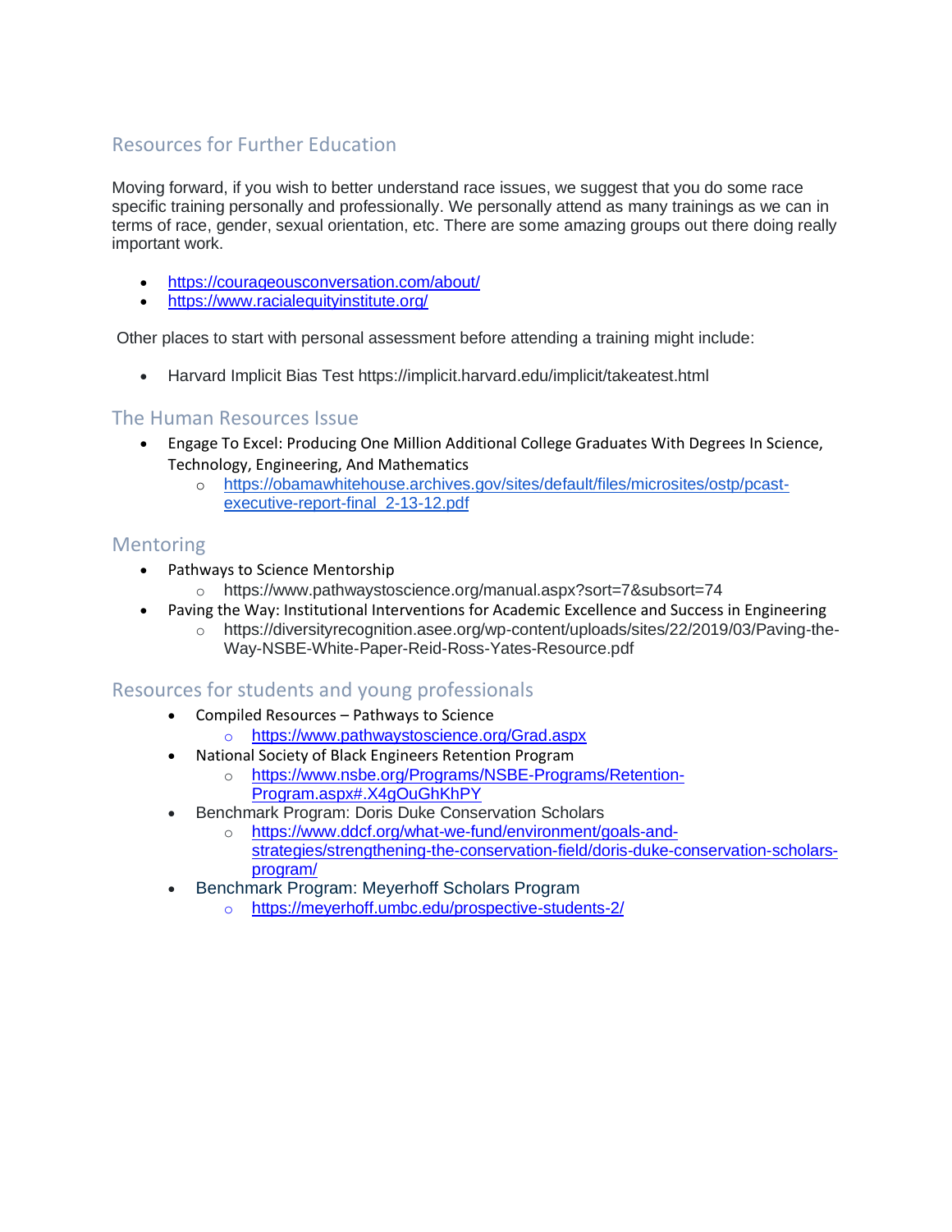## Resources for Further Education

Moving forward, if you wish to better understand race issues, we suggest that you do some race specific training personally and professionally. We personally attend as many trainings as we can in terms of race, gender, sexual orientation, etc. There are some amazing groups out there doing really important work.

- https://courageousconversation.com/about/
- https://www.racialequityinstitute.org/

Other places to start with personal assessment before attending a training might include:

- Harvard Implicit Bias Test https://implicit.harvard.edu/implicit/takeatest.html

## The Human Resources Issue

- Engage To Excel: Producing One Million Additional College Graduates With Degrees In Science, Technology, Engineering, And Mathematics
  - https://obamawhitehouse.archives.gov/sites/default/files/microsites/ostp/pcast-executive-report-final_2-13-12.pdf

## Mentoring

- Pathways to Science Mentorship
  - https://www.pathwaystoscience.org/manual.aspx?sort=7&subsort=74
- Paving the Way: Institutional Interventions for Academic Excellence and Success in Engineering
  - https://diversityrecognition.asee.org/wp-content/uploads/sites/22/2019/03/Paving-the-Way-NSBE-White-Paper-Reid-Ross-Yates-Resource.pdf

## Resources for students and young professionals

- Compiled Resources – Pathways to Science
  - https://www.pathwaystoscience.org/Grad.aspx
- National Society of Black Engineers Retention Program
  - https://www.nsbe.org/Programs/NSBE-Programs/Retention-Program.aspx#.X4gOuGhKhPY
- Benchmark Program: Doris Duke Conservation Scholars
  - https://www.ddcf.org/what-we-fund/environment/goals-and-strategies/strengthening-the-conservation-field/doris-duke-conservation-scholars-program/
- Benchmark Program: Meyerhoff Scholars Program
  - https://meyerhoff.umbc.edu/prospective-students-2/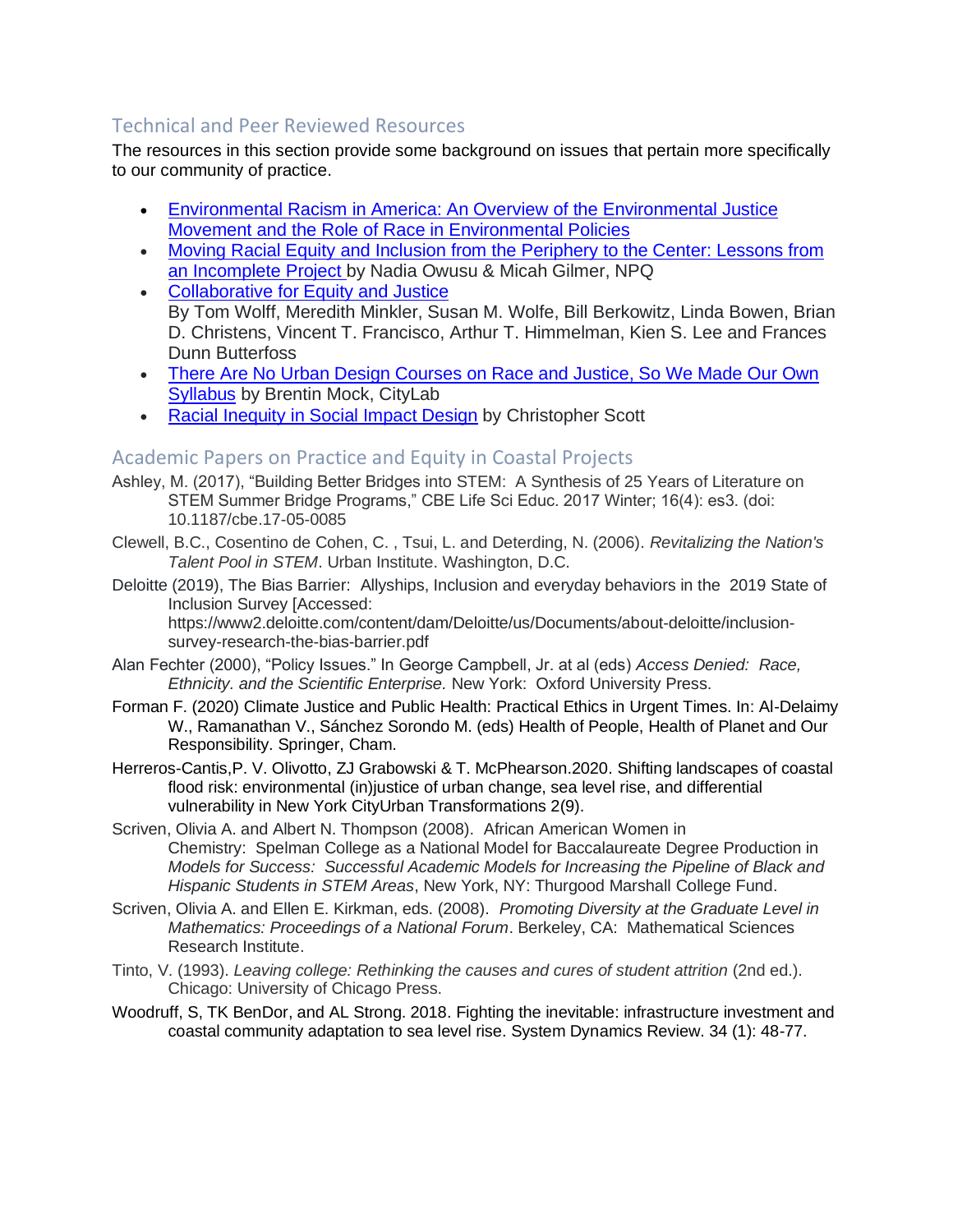## Technical and Peer Reviewed Resources

The resources in this section provide some background on issues that pertain more specifically to our community of practice.

- Environmental Racism in America: An Overview of the Environmental Justice Movement and the Role of Race in Environmental Policies
- Moving Racial Equity and Inclusion from the Periphery to the Center: Lessons from an Incomplete Project by Nadia Owusu & Micah Gilmer, NPQ
- Collaborative for Equity and Justice
  By Tom Wolff, Meredith Minkler, Susan M. Wolfe, Bill Berkowitz, Linda Bowen, Brian D. Christens, Vincent T. Francisco, Arthur T. Himmelman, Kien S. Lee and Frances Dunn Butterfoss
- There Are No Urban Design Courses on Race and Justice, So We Made Our Own Syllabus by Brentin Mock, CityLab
- Racial Inequity in Social Impact Design by Christopher Scott

## Academic Papers on Practice and Equity in Coastal Projects

Ashley, M. (2017), "Building Better Bridges into STEM: A Synthesis of 25 Years of Literature on STEM Summer Bridge Programs," CBE Life Sci Educ. 2017 Winter; 16(4): es3. (doi: 10.1187/cbe.17-05-0085

Clewell, B.C., Cosentino de Cohen, C. , Tsui, L. and Deterding, N. (2006). *Revitalizing the Nation's Talent Pool in STEM*. Urban Institute. Washington, D.C.

Deloitte (2019), The Bias Barrier: Allyships, Inclusion and everyday behaviors in the 2019 State of Inclusion Survey [Accessed: https://www2.deloitte.com/content/dam/Deloitte/us/Documents/about-deloitte/inclusion-survey-research-the-bias-barrier.pdf

Alan Fechter (2000), "Policy Issues." In George Campbell, Jr. at al (eds) *Access Denied: Race, Ethnicity. and the Scientific Enterprise.* New York: Oxford University Press.

Forman F. (2020) Climate Justice and Public Health: Practical Ethics in Urgent Times. In: Al-Delaimy W., Ramanathan V., Sánchez Sorondo M. (eds) Health of People, Health of Planet and Our Responsibility. Springer, Cham.

Herreros-Cantis,P. V. Olivotto, ZJ Grabowski & T. McPhearson.2020. Shifting landscapes of coastal flood risk: environmental (in)justice of urban change, sea level rise, and differential vulnerability in New York CityUrban Transformations 2(9).

Scriven, Olivia A. and Albert N. Thompson (2008). African American Women in Chemistry: Spelman College as a National Model for Baccalaureate Degree Production in *Models for Success: Successful Academic Models for Increasing the Pipeline of Black and Hispanic Students in STEM Areas*, New York, NY: Thurgood Marshall College Fund.

Scriven, Olivia A. and Ellen E. Kirkman, eds. (2008). *Promoting Diversity at the Graduate Level in Mathematics: Proceedings of a National Forum*. Berkeley, CA: Mathematical Sciences Research Institute.

Tinto, V. (1993). *Leaving college: Rethinking the causes and cures of student attrition* (2nd ed.). Chicago: University of Chicago Press.

Woodruff, S, TK BenDor, and AL Strong. 2018. Fighting the inevitable: infrastructure investment and coastal community adaptation to sea level rise. System Dynamics Review. 34 (1): 48-77.